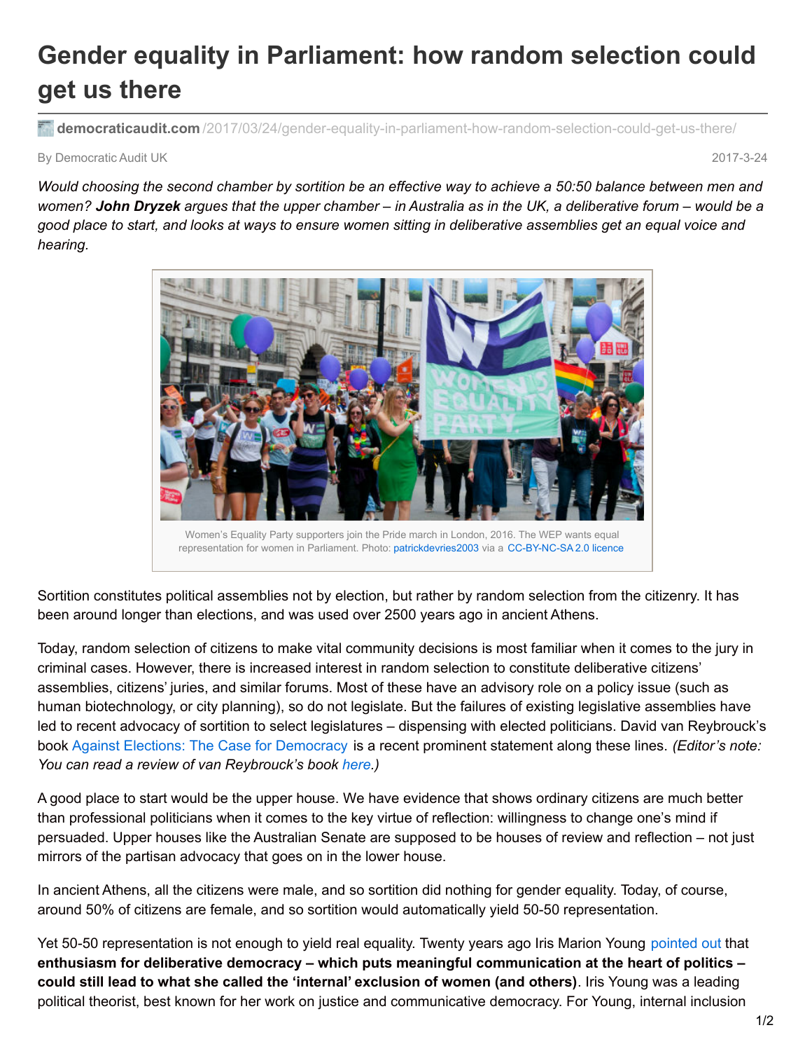# Gender equality in Parliament: how random selection could get us there

democraticaudit.com /2017/03/24/gender-equality-in-parliament-how-random-selection-could-get-us-there/

By Democratic Audit UK

2017-3-24

*Would choosing the second chamber by sortition be an effective way to achieve a 50:50 balance between men and women? **John Dryzek** argues that the upper chamber – in Australia as in the UK, a deliberative forum – would be a good place to start, and looks at ways to ensure women sitting in deliberative assemblies get an equal voice and hearing.*

Women's Equality Party supporters join the Pride march in London, 2016. The WEP wants equal representation for women in Parliament. Photo: patrickdevries2003 via a CC-BY-NC-SA 2.0 licence

Sortition constitutes political assemblies not by election, but rather by random selection from the citizenry. It has been around longer than elections, and was used over 2500 years ago in ancient Athens.

Today, random selection of citizens to make vital community decisions is most familiar when it comes to the jury in criminal cases. However, there is increased interest in random selection to constitute deliberative citizens' assemblies, citizens' juries, and similar forums. Most of these have an advisory role on a policy issue (such as human biotechnology, or city planning), so do not legislate. But the failures of existing legislative assemblies have led to recent advocacy of sortition to select legislatures – dispensing with elected politicians. David van Reybrouck's book Against Elections: The Case for Democracy is a recent prominent statement along these lines. *(Editor's note: You can read a review of van Reybrouck's book here.)*

A good place to start would be the upper house. We have evidence that shows ordinary citizens are much better than professional politicians when it comes to the key virtue of reflection: willingness to change one's mind if persuaded. Upper houses like the Australian Senate are supposed to be houses of review and reflection – not just mirrors of the partisan advocacy that goes on in the lower house.

In ancient Athens, all the citizens were male, and so sortition did nothing for gender equality. Today, of course, around 50% of citizens are female, and so sortition would automatically yield 50-50 representation.

Yet 50-50 representation is not enough to yield real equality. Twenty years ago Iris Marion Young pointed out that **enthusiasm for deliberative democracy – which puts meaningful communication at the heart of politics – could still lead to what she called the 'internal' exclusion of women (and others)**. Iris Young was a leading political theorist, best known for her work on justice and communicative democracy. For Young, internal inclusion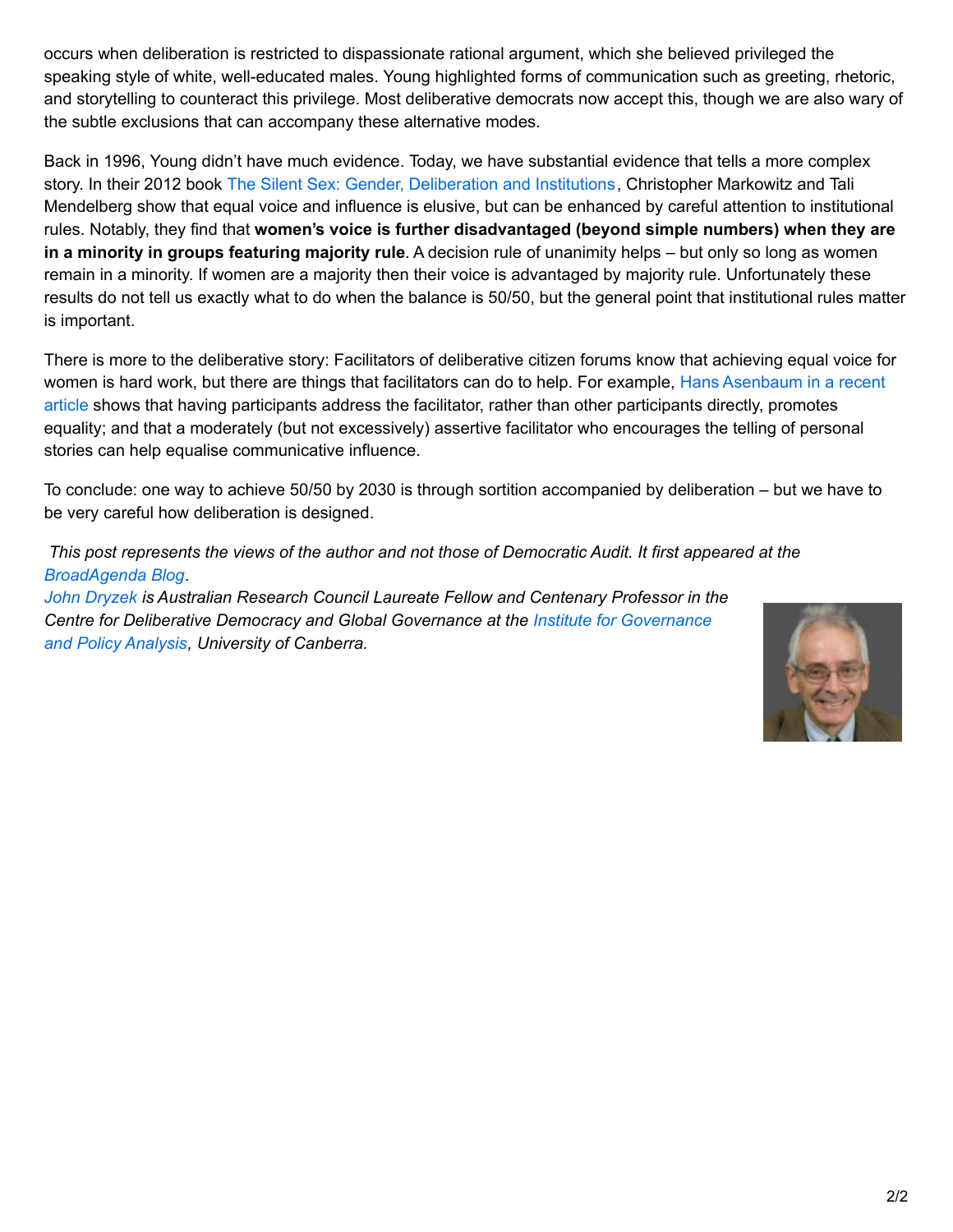occurs when deliberation is restricted to dispassionate rational argument, which she believed privileged the speaking style of white, well-educated males. Young highlighted forms of communication such as greeting, rhetoric, and storytelling to counteract this privilege. Most deliberative democrats now accept this, though we are also wary of the subtle exclusions that can accompany these alternative modes.

Back in 1996, Young didn't have much evidence. Today, we have substantial evidence that tells a more complex story. In their 2012 book The Silent Sex: Gender, Deliberation and Institutions, Christopher Markowitz and Tali Mendelberg show that equal voice and influence is elusive, but can be enhanced by careful attention to institutional rules. Notably, they find that **women's voice is further disadvantaged (beyond simple numbers) when they are in a minority in groups featuring majority rule**. A decision rule of unanimity helps – but only so long as women remain in a minority. If women are a majority then their voice is advantaged by majority rule. Unfortunately these results do not tell us exactly what to do when the balance is 50/50, but the general point that institutional rules matter is important.

There is more to the deliberative story: Facilitators of deliberative citizen forums know that achieving equal voice for women is hard work, but there are things that facilitators can do to help. For example, Hans Asenbaum in a recent article shows that having participants address the facilitator, rather than other participants directly, promotes equality; and that a moderately (but not excessively) assertive facilitator who encourages the telling of personal stories can help equalise communicative influence.

To conclude: one way to achieve 50/50 by 2030 is through sortition accompanied by deliberation – but we have to be very careful how deliberation is designed.

*This post represents the views of the author and not those of Democratic Audit. It first appeared at the BroadAgenda Blog.*

*John Dryzek is Australian Research Council Laureate Fellow and Centenary Professor in the Centre for Deliberative Democracy and Global Governance at the Institute for Governance and Policy Analysis, University of Canberra.*